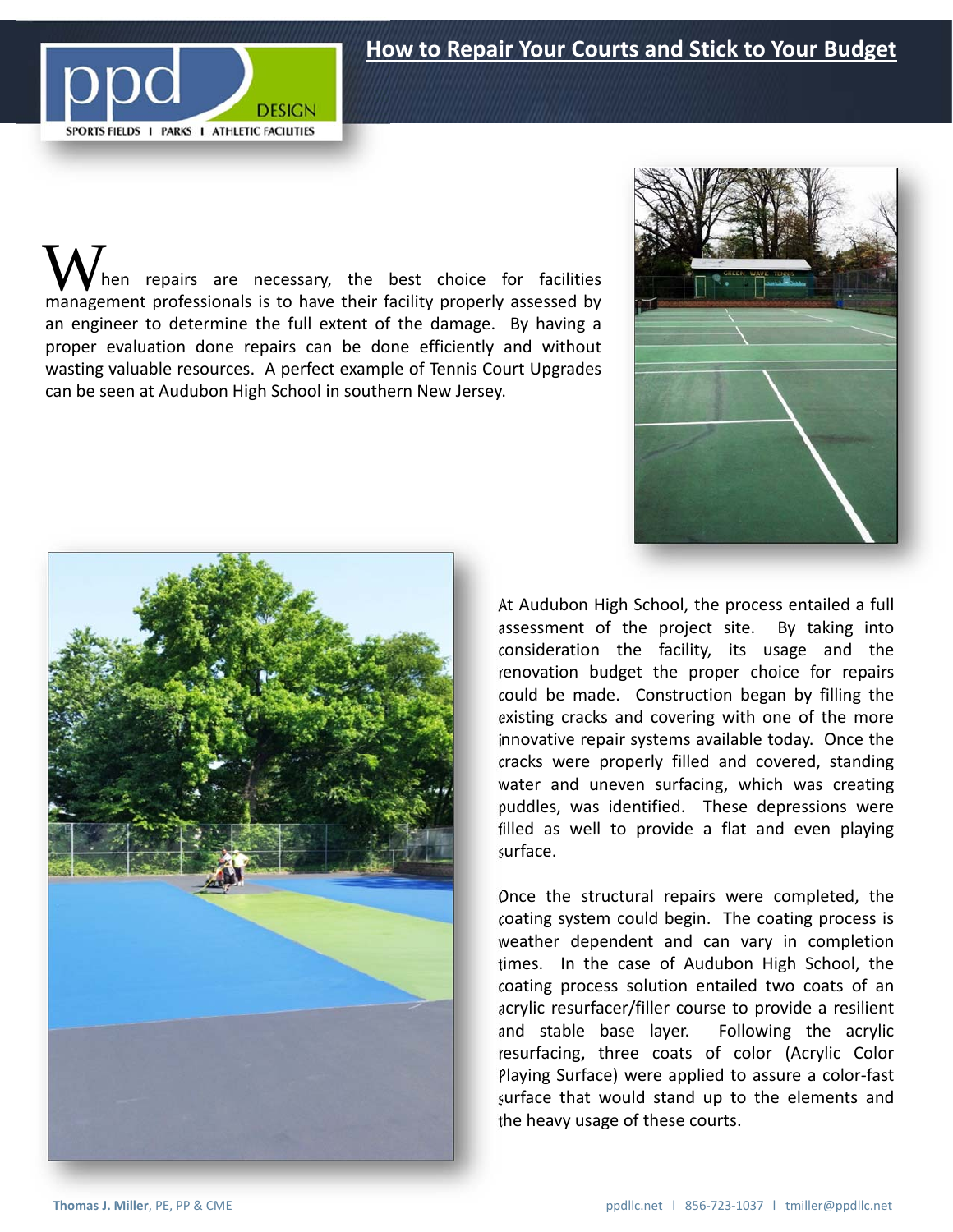# How to Repair Your Courts and Stick to Your Budget

When repairs are necessary, the best choice for facilities management professionals is to have their facility properly assessed by an engineer to determine the full extent of the damage. By having a proper evaluation done repairs can be done efficiently and without wasting valuable resources. A perfect example of Tennis Court Upgrades can be seen at Audubon High School in southern New Jersey.

At Audubon High School, the process entailed a full assessment of the project site. By taking into consideration the facility, its usage and the renovation budget the proper choice for repairs could be made. Construction began by filling the existing cracks and covering with one of the more innovative repair systems available today. Once the cracks were properly filled and covered, standing water and uneven surfacing, which was creating puddles, was identified. These depressions were filled as well to provide a flat and even playing surface.

Once the structural repairs were completed, the coating system could begin. The coating process is weather dependent and can vary in completion times. In the case of Audubon High School, the coating process solution entailed two coats of an acrylic resurfacer/filler course to provide a resilient and stable base layer. Following the acrylic resurfacing, three coats of color (Acrylic Color Playing Surface) were applied to assure a color-fast surface that would stand up to the elements and the heavy usage of these courts.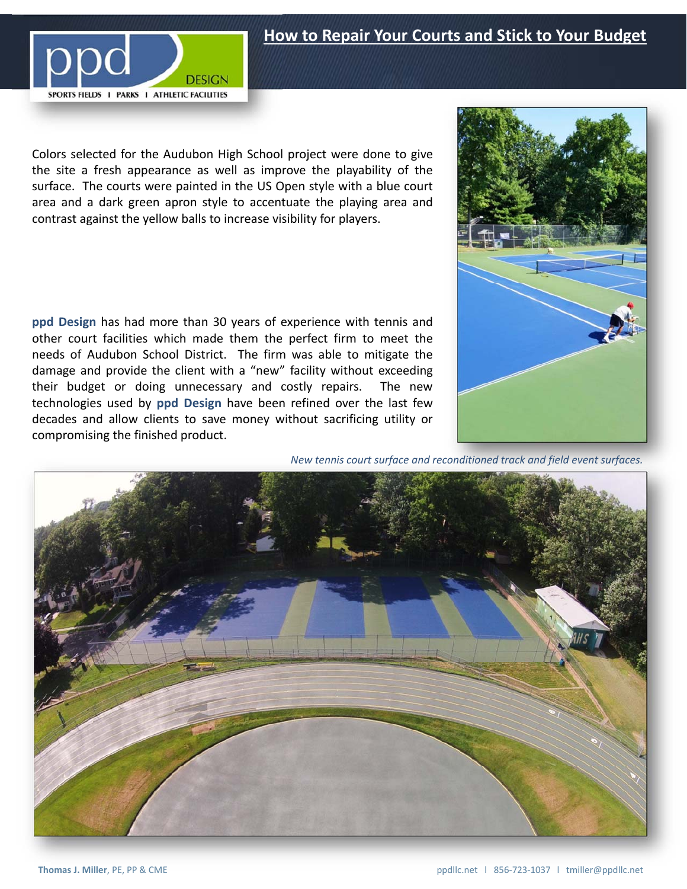## How to Repair Your Courts and Stick to Your Budget

Colors selected for the Audubon High School project were done to give the site a fresh appearance as well as improve the playability of the surface. The courts were painted in the US Open style with a blue court area and a dark green apron style to accentuate the playing area and contrast against the yellow balls to increase visibility for players.

**ppd Design** has had more than 30 years of experience with tennis and other court facilities which made them the perfect firm to meet the needs of Audubon School District. The firm was able to mitigate the damage and provide the client with a "new" facility without exceeding their budget or doing unnecessary and costly repairs. The new technologies used by **ppd Design** have been refined over the last few decades and allow clients to save money without sacrificing utility or compromising the finished product.

*New tennis court surface and reconditioned track and field event surfaces.*

**Thomas J. Miller**, PE, PP & CME

ppdllc.net | 856-723-1037 | tmiller@ppdllc.net